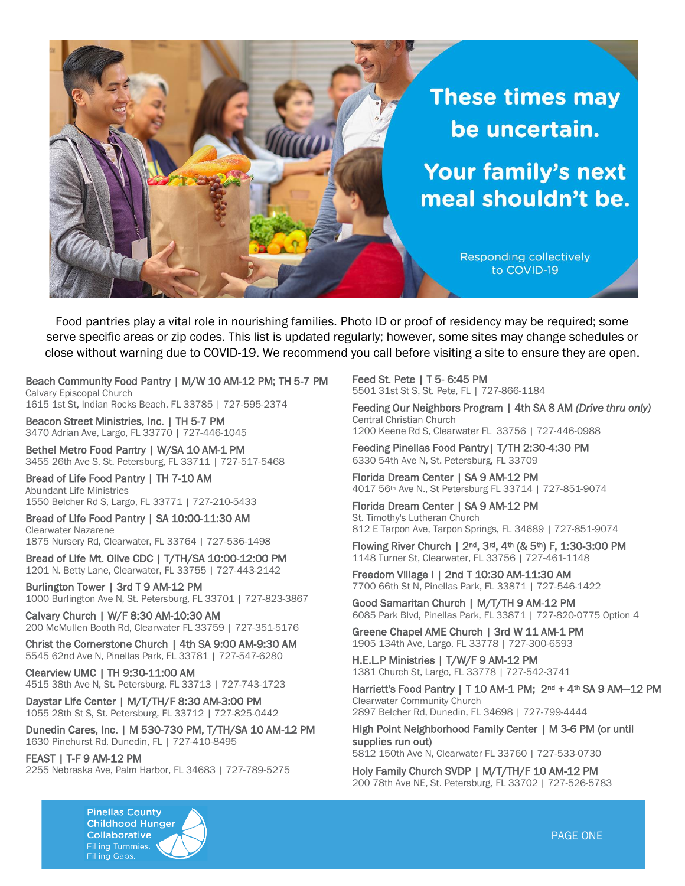# These times may be uncertain.

# Your family's next meal shouldn't be.

Responding collectively to COVID-19

Food pantries play a vital role in nourishing families. Photo ID or proof of residency may be required; some serve specific areas or zip codes. This list is updated regularly; however, some sites may change schedules or close without warning due to COVID-19. We recommend you call before visiting a site to ensure they are open.

**Beach Community Food Pantry | M/W 10 AM-12 PM; TH 5-7 PM**
Calvary Episcopal Church
1615 1st St, Indian Rocks Beach, FL 33785 | 727-595-2374

**Beacon Street Ministries, Inc. | TH 5-7 PM**
3470 Adrian Ave, Largo, FL 33770 | 727-446-1045

**Bethel Metro Food Pantry | W/SA 10 AM-1 PM**
3455 26th Ave S, St. Petersburg, FL 33711 | 727-517-5468

**Bread of Life Food Pantry | TH 7-10 AM**
Abundant Life Ministries
1550 Belcher Rd S, Largo, FL 33771 | 727-210-5433

**Bread of Life Food Pantry | SA 10:00-11:30 AM**
Clearwater Nazarene
1875 Nursery Rd, Clearwater, FL 33764 | 727-536-1498

**Bread of Life Mt. Olive CDC | T/TH/SA 10:00-12:00 PM**
1201 N. Betty Lane, Clearwater, FL 33755 | 727-443-2142

**Burlington Tower | 3rd T 9 AM-12 PM**
1000 Burlington Ave N, St. Petersburg, FL 33701 | 727-823-3867

**Calvary Church | W/F 8:30 AM-10:30 AM**
200 McMullen Booth Rd, Clearwater FL 33759 | 727-351-5176

**Christ the Cornerstone Church | 4th SA 9:00 AM-9:30 AM**
5545 62nd Ave N, Pinellas Park, FL 33781 | 727-547-6280

**Clearview UMC | TH 9:30-11:00 AM**
4515 38th Ave N, St. Petersburg, FL 33713 | 727-743-1723

**Daystar Life Center | M/T/TH/F 8:30 AM-3:00 PM**
1055 28th St S, St. Petersburg, FL 33712 | 727-825-0442

**Dunedin Cares, Inc. | M 530-730 PM, T/TH/SA 10 AM-12 PM**
1630 Pinehurst Rd, Dunedin, FL | 727-410-8495

**FEAST | T-F 9 AM-12 PM**
2255 Nebraska Ave, Palm Harbor, FL 34683 | 727-789-5275

**Feed St. Pete | T 5- 6:45 PM**
5501 31st St S, St. Pete, FL | 727-866-1184

**Feeding Our Neighbors Program | 4th SA 8 AM *(Drive thru only)***
Central Christian Church
1200 Keene Rd S, Clearwater FL 33756 | 727-446-0988

**Feeding Pinellas Food Pantry| T/TH 2:30-4:30 PM**
6330 54th Ave N, St. Petersburg, FL 33709

**Florida Dream Center | SA 9 AM-12 PM**
4017 56th Ave N., St Petersburg FL 33714 | 727-851-9074

**Florida Dream Center | SA 9 AM-12 PM**
St. Timothy's Lutheran Church
812 E Tarpon Ave, Tarpon Springs, FL 34689 | 727-851-9074

**Flowing River Church | 2nd, 3rd, 4th (& 5th) F, 1:30-3:00 PM**
1148 Turner St, Clearwater, FL 33756 | 727-461-1148

**Freedom Village I | 2nd T 10:30 AM-11:30 AM**
7700 66th St N, Pinellas Park, FL 33871 | 727-546-1422

**Good Samaritan Church | M/T/TH 9 AM-12 PM**
6085 Park Blvd, Pinellas Park, FL 33871 | 727-820-0775 Option 4

**Greene Chapel AME Church | 3rd W 11 AM-1 PM**
1905 134th Ave, Largo, FL 33778 | 727-300-6593

**H.E.L.P Ministries | T/W/F 9 AM-12 PM**
1381 Church St, Largo, FL 33778 | 727-542-3741

**Harriett's Food Pantry | T 10 AM-1 PM; 2nd + 4th SA 9 AM—12 PM**
Clearwater Community Church
2897 Belcher Rd, Dunedin, FL 34698 | 727-799-4444

**High Point Neighborhood Family Center | M 3-6 PM (or until supplies run out)**
5812 150th Ave N, Clearwater FL 33760 | 727-533-0730

**Holy Family Church SVDP | M/T/TH/F 10 AM-12 PM**
200 78th Ave NE, St. Petersburg, FL 33702 | 727-526-5783

Pinellas County Childhood Hunger Collaborative
Filling Tummies. Filling Gaps.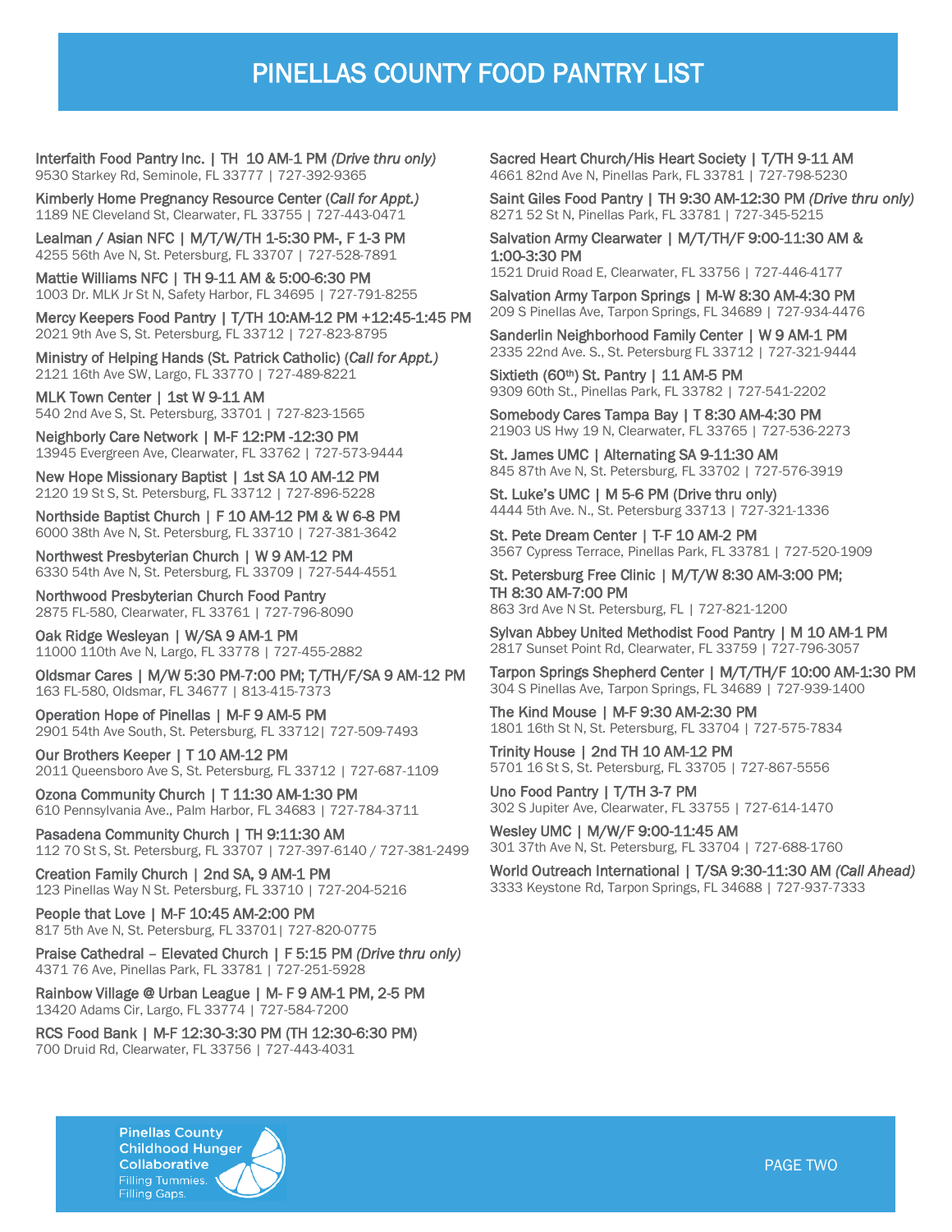# PINELLAS COUNTY FOOD PANTRY LIST

**Interfaith Food Pantry Inc. | TH 10 AM-1 PM *(Drive thru only)***
9530 Starkey Rd, Seminole, FL 33777 | 727-392-9365

**Kimberly Home Pregnancy Resource Center (*Call for Appt.)***
1189 NE Cleveland St, Clearwater, FL 33755 | 727-443-0471

**Lealman / Asian NFC | M/T/W/TH 1-5:30 PM-, F 1-3 PM**
4255 56th Ave N, St. Petersburg, FL 33707 | 727-528-7891

**Mattie Williams NFC | TH 9-11 AM & 5:00-6:30 PM**
1003 Dr. MLK Jr St N, Safety Harbor, FL 34695 | 727-791-8255

**Mercy Keepers Food Pantry | T/TH 10:AM-12 PM +12:45-1:45 PM**
2021 9th Ave S, St. Petersburg, FL 33712 | 727-823-8795

**Ministry of Helping Hands (St. Patrick Catholic) (*Call for Appt.)***
2121 16th Ave SW, Largo, FL 33770 | 727-489-8221

**MLK Town Center | 1st W 9-11 AM**
540 2nd Ave S, St. Petersburg, 33701 | 727-823-1565

**Neighborly Care Network | M-F 12:PM -12:30 PM**
13945 Evergreen Ave, Clearwater, FL 33762 | 727-573-9444

**New Hope Missionary Baptist | 1st SA 10 AM-12 PM**
2120 19 St S, St. Petersburg, FL 33712 | 727-896-5228

**Northside Baptist Church | F 10 AM-12 PM & W 6-8 PM**
6000 38th Ave N, St. Petersburg, FL 33710 | 727-381-3642

**Northwest Presbyterian Church | W 9 AM-12 PM**
6330 54th Ave N, St. Petersburg, FL 33709 | 727-544-4551

**Northwood Presbyterian Church Food Pantry**
2875 FL-580, Clearwater, FL 33761 | 727-796-8090

**Oak Ridge Wesleyan | W/SA 9 AM-1 PM**
11000 110th Ave N, Largo, FL 33778 | 727-455-2882

**Oldsmar Cares | M/W 5:30 PM-7:00 PM; T/TH/F/SA 9 AM-12 PM**
163 FL-580, Oldsmar, FL 34677 | 813-415-7373

**Operation Hope of Pinellas | M-F 9 AM-5 PM**
2901 54th Ave South, St. Petersburg, FL 33712| 727-509-7493

**Our Brothers Keeper | T 10 AM-12 PM**
2011 Queensboro Ave S, St. Petersburg, FL 33712 | 727-687-1109

**Ozona Community Church | T 11:30 AM-1:30 PM**
610 Pennsylvania Ave., Palm Harbor, FL 34683 | 727-784-3711

**Pasadena Community Church | TH 9:11:30 AM**
112 70 St S, St. Petersburg, FL 33707 | 727-397-6140 / 727-381-2499

**Creation Family Church | 2nd SA, 9 AM-1 PM**
123 Pinellas Way N St. Petersburg, FL 33710 | 727-204-5216

**People that Love | M-F 10:45 AM-2:00 PM**
817 5th Ave N, St. Petersburg, FL 33701| 727-820-0775

**Praise Cathedral – Elevated Church | F 5:15 PM *(Drive thru only)***
4371 76 Ave, Pinellas Park, FL 33781 | 727-251-5928

**Rainbow Village @ Urban League | M- F 9 AM-1 PM, 2-5 PM**
13420 Adams Cir, Largo, FL 33774 | 727-584-7200

**RCS Food Bank | M-F 12:30-3:30 PM (TH 12:30-6:30 PM)**
700 Druid Rd, Clearwater, FL 33756 | 727-443-4031

**Sacred Heart Church/His Heart Society | T/TH 9-11 AM**
4661 82nd Ave N, Pinellas Park, FL 33781 | 727-798-5230

**Saint Giles Food Pantry | TH 9:30 AM-12:30 PM *(Drive thru only)***
8271 52 St N, Pinellas Park, FL 33781 | 727-345-5215

**Salvation Army Clearwater | M/T/TH/F 9:00-11:30 AM & 1:00-3:30 PM**
1521 Druid Road E, Clearwater, FL 33756 | 727-446-4177

**Salvation Army Tarpon Springs | M-W 8:30 AM-4:30 PM**
209 S Pinellas Ave, Tarpon Springs, FL 34689 | 727-934-4476

**Sanderlin Neighborhood Family Center | W 9 AM-1 PM**
2335 22nd Ave. S., St. Petersburg FL 33712 | 727-321-9444

**Sixtieth (60th) St. Pantry | 11 AM-5 PM**
9309 60th St., Pinellas Park, FL 33782 | 727-541-2202

**Somebody Cares Tampa Bay | T 8:30 AM-4:30 PM**
21903 US Hwy 19 N, Clearwater, FL 33765 | 727-536-2273

**St. James UMC | Alternating SA 9-11:30 AM**
845 87th Ave N, St. Petersburg, FL 33702 | 727-576-3919

**St. Luke's UMC | M 5-6 PM (Drive thru only)**
4444 5th Ave. N., St. Petersburg 33713 | 727-321-1336

**St. Pete Dream Center | T-F 10 AM-2 PM**
3567 Cypress Terrace, Pinellas Park, FL 33781 | 727-520-1909

**St. Petersburg Free Clinic | M/T/W 8:30 AM-3:00 PM; TH 8:30 AM-7:00 PM**
863 3rd Ave N St. Petersburg, FL | 727-821-1200

**Sylvan Abbey United Methodist Food Pantry | M 10 AM-1 PM**
2817 Sunset Point Rd, Clearwater, FL 33759 | 727-796-3057

**Tarpon Springs Shepherd Center | M/T/TH/F 10:00 AM-1:30 PM**
304 S Pinellas Ave, Tarpon Springs, FL 34689 | 727-939-1400

**The Kind Mouse | M-F 9:30 AM-2:30 PM**
1801 16th St N, St. Petersburg, FL 33704 | 727-575-7834

**Trinity House | 2nd TH 10 AM-12 PM**
5701 16 St S, St. Petersburg, FL 33705 | 727-867-5556

**Uno Food Pantry | T/TH 3-7 PM**
302 S Jupiter Ave, Clearwater, FL 33755 | 727-614-1470

**Wesley UMC | M/W/F 9:00-11:45 AM**
301 37th Ave N, St. Petersburg, FL 33704 | 727-688-1760

**World Outreach International | T/SA 9:30-11:30 AM *(Call Ahead)***
3333 Keystone Rd, Tarpon Springs, FL 34688 | 727-937-7333

Pinellas County Childhood Hunger Collaborative
Filling Tummies. Filling Gaps.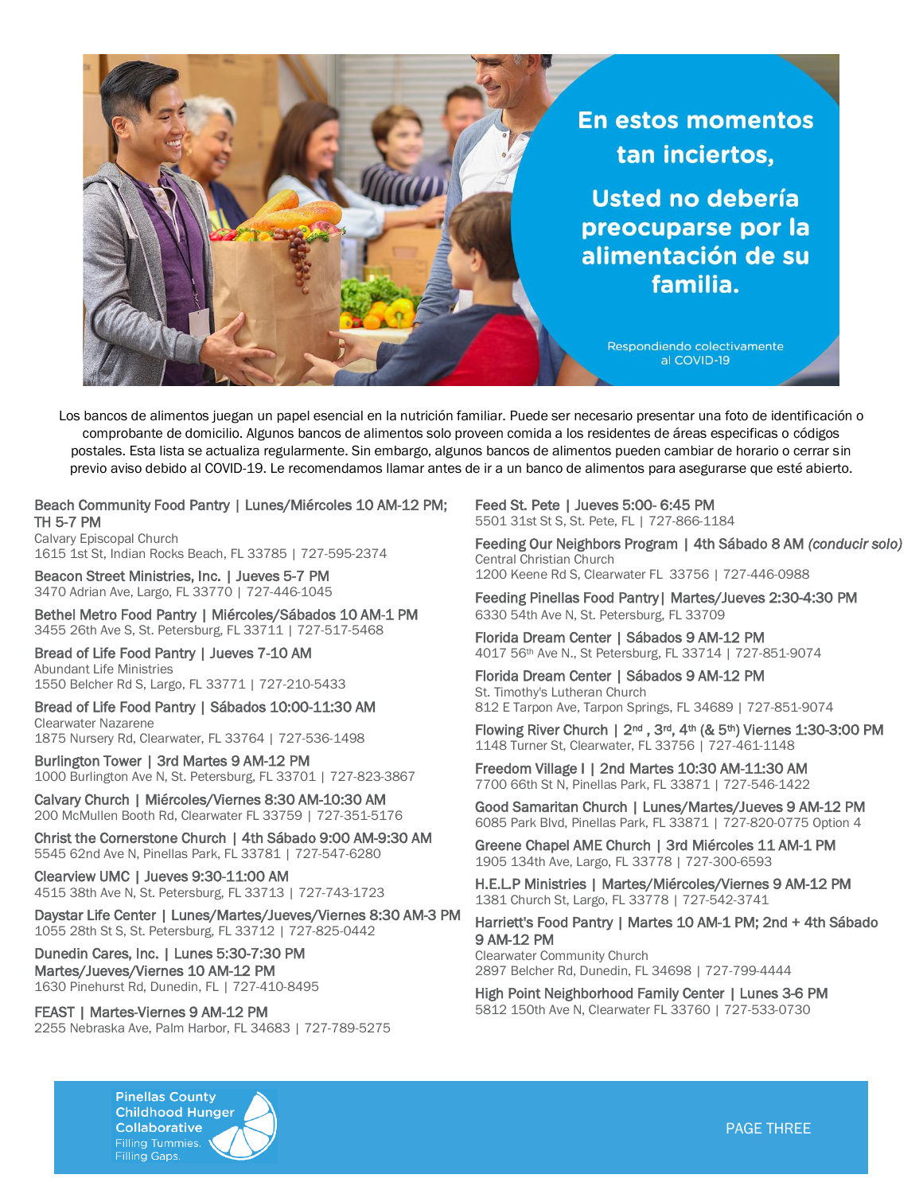# En estos momentos tan inciertos,

## Usted no debería preocuparse por la alimentación de su familia.

Respondiendo colectivamente al COVID-19

Los bancos de alimentos juegan un papel esencial en la nutrición familiar. Puede ser necesario presentar una foto de identificación o comprobante de domicilio. Algunos bancos de alimentos solo proveen comida a los residentes de áreas especificas o códigos postales. Esta lista se actualiza regularmente. Sin embargo, algunos bancos de alimentos pueden cambiar de horario o cerrar sin previo aviso debido al COVID-19. Le recomendamos llamar antes de ir a un banco de alimentos para asegurarse que esté abierto.

**Beach Community Food Pantry | Lunes/Miércoles 10 AM-12 PM; TH 5-7 PM**
Calvary Episcopal Church
1615 1st St, Indian Rocks Beach, FL 33785 | 727-595-2374

**Beacon Street Ministries, Inc. | Jueves 5-7 PM**
3470 Adrian Ave, Largo, FL 33770 | 727-446-1045

**Bethel Metro Food Pantry | Miércoles/Sábados 10 AM-1 PM**
3455 26th Ave S, St. Petersburg, FL 33711 | 727-517-5468

**Bread of Life Food Pantry | Jueves 7-10 AM**
Abundant Life Ministries
1550 Belcher Rd S, Largo, FL 33771 | 727-210-5433

**Bread of Life Food Pantry | Sábados 10:00-11:30 AM**
Clearwater Nazarene
1875 Nursery Rd, Clearwater, FL 33764 | 727-536-1498

**Burlington Tower | 3rd Martes 9 AM-12 PM**
1000 Burlington Ave N, St. Petersburg, FL 33701 | 727-823-3867

**Calvary Church | Miércoles/Viernes 8:30 AM-10:30 AM**
200 McMullen Booth Rd, Clearwater FL 33759 | 727-351-5176

**Christ the Cornerstone Church | 4th Sábado 9:00 AM-9:30 AM**
5545 62nd Ave N, Pinellas Park, FL 33781 | 727-547-6280

**Clearview UMC | Jueves 9:30-11:00 AM**
4515 38th Ave N, St. Petersburg, FL 33713 | 727-743-1723

**Daystar Life Center | Lunes/Martes/Jueves/Viernes 8:30 AM-3 PM**
1055 28th St S, St. Petersburg, FL 33712 | 727-825-0442

**Dunedin Cares, Inc. | Lunes 5:30-7:30 PM**
**Martes/Jueves/Viernes 10 AM-12 PM**
1630 Pinehurst Rd, Dunedin, FL | 727-410-8495

**FEAST | Martes-Viernes 9 AM-12 PM**
2255 Nebraska Ave, Palm Harbor, FL 34683 | 727-789-5275

**Feed St. Pete | Jueves 5:00- 6:45 PM**
5501 31st St S, St. Pete, FL | 727-866-1184

**Feeding Our Neighbors Program | 4th Sábado 8 AM** *(conducir solo)*
Central Christian Church
1200 Keene Rd S, Clearwater FL 33756 | 727-446-0988

**Feeding Pinellas Food Pantry| Martes/Jueves 2:30-4:30 PM**
6330 54th Ave N, St. Petersburg, FL 33709

**Florida Dream Center | Sábados 9 AM-12 PM**
4017 56th Ave N., St Petersburg, FL 33714 | 727-851-9074

**Florida Dream Center | Sábados 9 AM-12 PM**
St. Timothy's Lutheran Church
812 E Tarpon Ave, Tarpon Springs, FL 34689 | 727-851-9074

**Flowing River Church | 2nd , 3rd, 4th (& 5th) Viernes 1:30-3:00 PM**
1148 Turner St, Clearwater, FL 33756 | 727-461-1148

**Freedom Village I | 2nd Martes 10:30 AM-11:30 AM**
7700 66th St N, Pinellas Park, FL 33871 | 727-546-1422

**Good Samaritan Church | Lunes/Martes/Jueves 9 AM-12 PM**
6085 Park Blvd, Pinellas Park, FL 33871 | 727-820-0775 Option 4

**Greene Chapel AME Church | 3rd Miércoles 11 AM-1 PM**
1905 134th Ave, Largo, FL 33778 | 727-300-6593

**H.E.L.P Ministries | Martes/Miércoles/Viernes 9 AM-12 PM**
1381 Church St, Largo, FL 33778 | 727-542-3741

**Harriett's Food Pantry | Martes 10 AM-1 PM; 2nd + 4th Sábado 9 AM-12 PM**
Clearwater Community Church
2897 Belcher Rd, Dunedin, FL 34698 | 727-799-4444

**High Point Neighborhood Family Center | Lunes 3-6 PM**
5812 150th Ave N, Clearwater FL 33760 | 727-533-0730

Pinellas County Childhood Hunger Collaborative
Filling Tummies. Filling Gaps.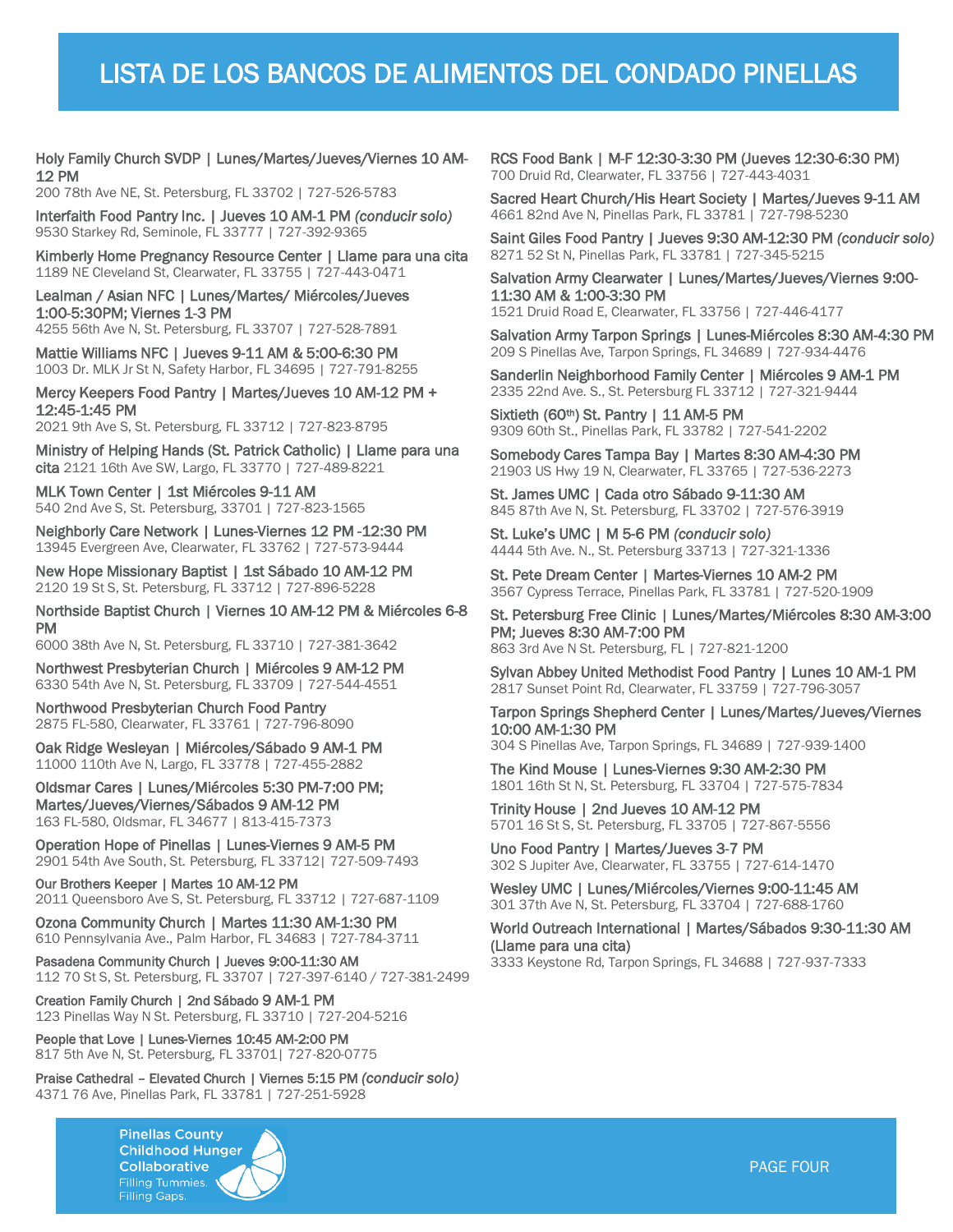# LISTA DE LOS BANCOS DE ALIMENTOS DEL CONDADO PINELLAS

**Holy Family Church SVDP | Lunes/Martes/Jueves/Viernes 10 AM-12 PM**
200 78th Ave NE, St. Petersburg, FL 33702 | 727-526-5783

**Interfaith Food Pantry Inc. | Jueves 10 AM-1 PM *(conducir solo)***
9530 Starkey Rd, Seminole, FL 33777 | 727-392-9365

**Kimberly Home Pregnancy Resource Center | Llame para una cita**
1189 NE Cleveland St, Clearwater, FL 33755 | 727-443-0471

**Lealman / Asian NFC | Lunes/Martes/ Miércoles/Jueves 1:00-5:30PM; Viernes 1-3 PM**
4255 56th Ave N, St. Petersburg, FL 33707 | 727-528-7891

**Mattie Williams NFC | Jueves 9-11 AM & 5:00-6:30 PM**
1003 Dr. MLK Jr St N, Safety Harbor, FL 34695 | 727-791-8255

**Mercy Keepers Food Pantry | Martes/Jueves 10 AM-12 PM + 12:45-1:45 PM**
2021 9th Ave S, St. Petersburg, FL 33712 | 727-823-8795

**Ministry of Helping Hands (St. Patrick Catholic) | Llame para una cita** 2121 16th Ave SW, Largo, FL 33770 | 727-489-8221

**MLK Town Center | 1st Miércoles 9-11 AM**
540 2nd Ave S, St. Petersburg, 33701 | 727-823-1565

**Neighborly Care Network | Lunes-Viernes 12 PM -12:30 PM**
13945 Evergreen Ave, Clearwater, FL 33762 | 727-573-9444

**New Hope Missionary Baptist | 1st Sábado 10 AM-12 PM**
2120 19 St S, St. Petersburg, FL 33712 | 727-896-5228

**Northside Baptist Church | Viernes 10 AM-12 PM & Miércoles 6-8 PM**
6000 38th Ave N, St. Petersburg, FL 33710 | 727-381-3642

**Northwest Presbyterian Church | Miércoles 9 AM-12 PM**
6330 54th Ave N, St. Petersburg, FL 33709 | 727-544-4551

**Northwood Presbyterian Church Food Pantry**
2875 FL-580, Clearwater, FL 33761 | 727-796-8090

**Oak Ridge Wesleyan | Miércoles/Sábado 9 AM-1 PM**
11000 110th Ave N, Largo, FL 33778 | 727-455-2882

**Oldsmar Cares | Lunes/Miércoles 5:30 PM-7:00 PM; Martes/Jueves/Viernes/Sábados 9 AM-12 PM**
163 FL-580, Oldsmar, FL 34677 | 813-415-7373

**Operation Hope of Pinellas | Lunes-Viernes 9 AM-5 PM**
2901 54th Ave South, St. Petersburg, FL 33712| 727-509-7493

**Our Brothers Keeper | Martes 10 AM-12 PM**
2011 Queensboro Ave S, St. Petersburg, FL 33712 | 727-687-1109

**Ozona Community Church | Martes 11:30 AM-1:30 PM**
610 Pennsylvania Ave., Palm Harbor, FL 34683 | 727-784-3711

**Pasadena Community Church | Jueves 9:00-11:30 AM**
112 70 St S, St. Petersburg, FL 33707 | 727-397-6140 / 727-381-2499

**Creation Family Church | 2nd Sábado 9 AM-1 PM**
123 Pinellas Way N St. Petersburg, FL 33710 | 727-204-5216

**People that Love | Lunes-Viernes 10:45 AM-2:00 PM**
817 5th Ave N, St. Petersburg, FL 33701| 727-820-0775

**Praise Cathedral – Elevated Church | Viernes 5:15 PM *(conducir solo)***
4371 76 Ave, Pinellas Park, FL 33781 | 727-251-5928

**RCS Food Bank | M-F 12:30-3:30 PM (Jueves 12:30-6:30 PM)**
700 Druid Rd, Clearwater, FL 33756 | 727-443-4031

**Sacred Heart Church/His Heart Society | Martes/Jueves 9-11 AM**
4661 82nd Ave N, Pinellas Park, FL 33781 | 727-798-5230

**Saint Giles Food Pantry | Jueves 9:30 AM-12:30 PM *(conducir solo)***
8271 52 St N, Pinellas Park, FL 33781 | 727-345-5215

**Salvation Army Clearwater | Lunes/Martes/Jueves/Viernes 9:00-11:30 AM & 1:00-3:30 PM**
1521 Druid Road E, Clearwater, FL 33756 | 727-446-4177

**Salvation Army Tarpon Springs | Lunes-Miércoles 8:30 AM-4:30 PM**
209 S Pinellas Ave, Tarpon Springs, FL 34689 | 727-934-4476

**Sanderlin Neighborhood Family Center | Miércoles 9 AM-1 PM**
2335 22nd Ave. S., St. Petersburg FL 33712 | 727-321-9444

**Sixtieth (60th) St. Pantry | 11 AM-5 PM**
9309 60th St., Pinellas Park, FL 33782 | 727-541-2202

**Somebody Cares Tampa Bay | Martes 8:30 AM-4:30 PM**
21903 US Hwy 19 N, Clearwater, FL 33765 | 727-536-2273

**St. James UMC | Cada otro Sábado 9-11:30 AM**
845 87th Ave N, St. Petersburg, FL 33702 | 727-576-3919

**St. Luke's UMC | M 5-6 PM *(conducir solo)***
4444 5th Ave. N., St. Petersburg 33713 | 727-321-1336

**St. Pete Dream Center | Martes-Viernes 10 AM-2 PM**
3567 Cypress Terrace, Pinellas Park, FL 33781 | 727-520-1909

**St. Petersburg Free Clinic | Lunes/Martes/Miércoles 8:30 AM-3:00 PM; Jueves 8:30 AM-7:00 PM**
863 3rd Ave N St. Petersburg, FL | 727-821-1200

**Sylvan Abbey United Methodist Food Pantry | Lunes 10 AM-1 PM**
2817 Sunset Point Rd, Clearwater, FL 33759 | 727-796-3057

**Tarpon Springs Shepherd Center | Lunes/Martes/Jueves/Viernes 10:00 AM-1:30 PM**
304 S Pinellas Ave, Tarpon Springs, FL 34689 | 727-939-1400

**The Kind Mouse | Lunes-Viernes 9:30 AM-2:30 PM**
1801 16th St N, St. Petersburg, FL 33704 | 727-575-7834

**Trinity House | 2nd Jueves 10 AM-12 PM**
5701 16 St S, St. Petersburg, FL 33705 | 727-867-5556

**Uno Food Pantry | Martes/Jueves 3-7 PM**
302 S Jupiter Ave, Clearwater, FL 33755 | 727-614-1470

**Wesley UMC | Lunes/Miércoles/Viernes 9:00-11:45 AM**
301 37th Ave N, St. Petersburg, FL 33704 | 727-688-1760

**World Outreach International | Martes/Sábados 9:30-11:30 AM (Llame para una cita)**
3333 Keystone Rd, Tarpon Springs, FL 34688 | 727-937-7333

Pinellas County Childhood Hunger Collaborative
Filling Tummies. Filling Gaps.